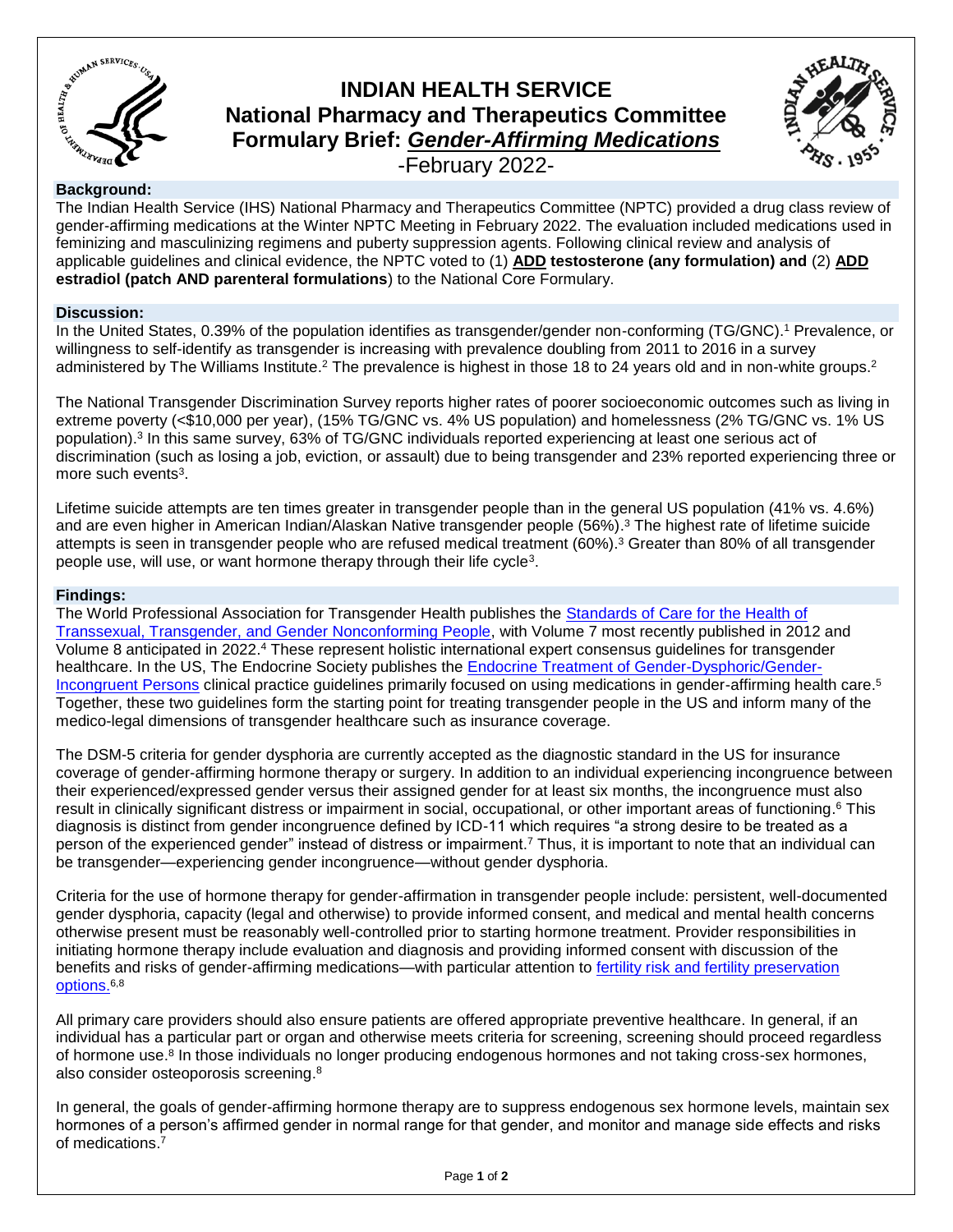# INDIAN HEALTH SERVICE
## National Pharmacy and Therapeutics Committee
## Formulary Brief: ***Gender-Affirming Medications***
-February 2022-

### Background:

The Indian Health Service (IHS) National Pharmacy and Therapeutics Committee (NPTC) provided a drug class review of gender-affirming medications at the Winter NPTC Meeting in February 2022. The evaluation included medications used in feminizing and masculinizing regimens and puberty suppression agents. Following clinical review and analysis of applicable guidelines and clinical evidence, the NPTC voted to (1) **ADD testosterone (any formulation) and** (2) **ADD estradiol (patch AND parenteral formulations**) to the National Core Formulary.

### Discussion:

In the United States, 0.39% of the population identifies as transgender/gender non-conforming (TG/GNC).[1] Prevalence, or willingness to self-identify as transgender is increasing with prevalence doubling from 2011 to 2016 in a survey administered by The Williams Institute.[2] The prevalence is highest in those 18 to 24 years old and in non-white groups.[2]

The National Transgender Discrimination Survey reports higher rates of poorer socioeconomic outcomes such as living in extreme poverty (<$10,000 per year), (15% TG/GNC vs. 4% US population) and homelessness (2% TG/GNC vs. 1% US population).[3] In this same survey, 63% of TG/GNC individuals reported experiencing at least one serious act of discrimination (such as losing a job, eviction, or assault) due to being transgender and 23% reported experiencing three or more such events[3].

Lifetime suicide attempts are ten times greater in transgender people than in the general US population (41% vs. 4.6%) and are even higher in American Indian/Alaskan Native transgender people (56%).[3] The highest rate of lifetime suicide attempts is seen in transgender people who are refused medical treatment (60%).[3] Greater than 80% of all transgender people use, will use, or want hormone therapy through their life cycle[3].

### Findings:

The World Professional Association for Transgender Health publishes the Standards of Care for the Health of Transsexual, Transgender, and Gender Nonconforming People, with Volume 7 most recently published in 2012 and Volume 8 anticipated in 2022.[4] These represent holistic international expert consensus guidelines for transgender healthcare. In the US, The Endocrine Society publishes the Endocrine Treatment of Gender-Dysphoric/Gender-Incongruent Persons clinical practice guidelines primarily focused on using medications in gender-affirming health care.[5] Together, these two guidelines form the starting point for treating transgender people in the US and inform many of the medico-legal dimensions of transgender healthcare such as insurance coverage.

The DSM-5 criteria for gender dysphoria are currently accepted as the diagnostic standard in the US for insurance coverage of gender-affirming hormone therapy or surgery. In addition to an individual experiencing incongruence between their experienced/expressed gender versus their assigned gender for at least six months, the incongruence must also result in clinically significant distress or impairment in social, occupational, or other important areas of functioning.[6] This diagnosis is distinct from gender incongruence defined by ICD-11 which requires "a strong desire to be treated as a person of the experienced gender" instead of distress or impairment.[7] Thus, it is important to note that an individual can be transgender—experiencing gender incongruence—without gender dysphoria.

Criteria for the use of hormone therapy for gender-affirmation in transgender people include: persistent, well-documented gender dysphoria, capacity (legal and otherwise) to provide informed consent, and medical and mental health concerns otherwise present must be reasonably well-controlled prior to starting hormone treatment. Provider responsibilities in initiating hormone therapy include evaluation and diagnosis and providing informed consent with discussion of the benefits and risks of gender-affirming medications—with particular attention to fertility risk and fertility preservation options.[6,8]

All primary care providers should also ensure patients are offered appropriate preventive healthcare. In general, if an individual has a particular part or organ and otherwise meets criteria for screening, screening should proceed regardless of hormone use.[8] In those individuals no longer producing endogenous hormones and not taking cross-sex hormones, also consider osteoporosis screening.[8]

In general, the goals of gender-affirming hormone therapy are to suppress endogenous sex hormone levels, maintain sex hormones of a person's affirmed gender in normal range for that gender, and monitor and manage side effects and risks of medications.[7]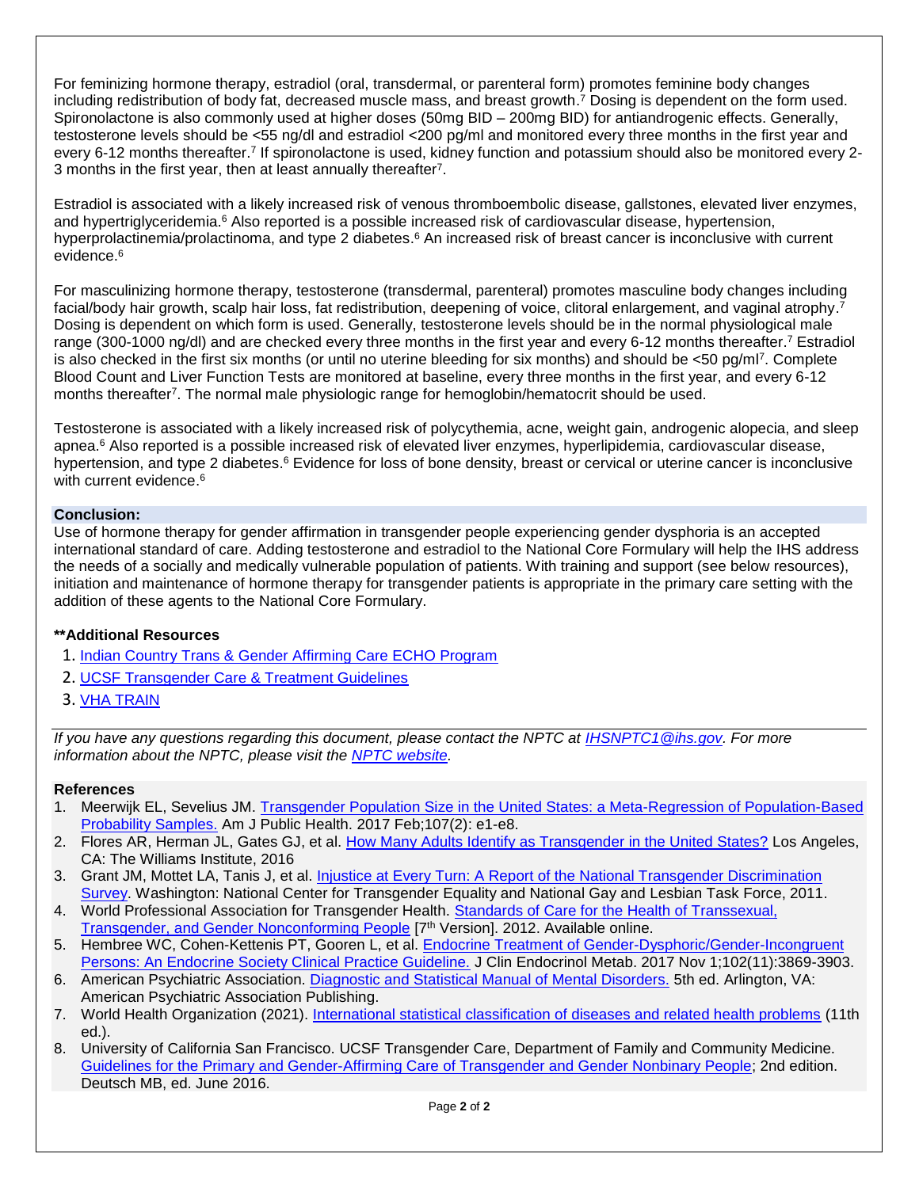For feminizing hormone therapy, estradiol (oral, transdermal, or parenteral form) promotes feminine body changes including redistribution of body fat, decreased muscle mass, and breast growth.[7] Dosing is dependent on the form used. Spironolactone is also commonly used at higher doses (50mg BID – 200mg BID) for antiandrogenic effects. Generally, testosterone levels should be <55 ng/dl and estradiol <200 pg/ml and monitored every three months in the first year and every 6-12 months thereafter.[7] If spironolactone is used, kidney function and potassium should also be monitored every 2-3 months in the first year, then at least annually thereafter[7].

Estradiol is associated with a likely increased risk of venous thromboembolic disease, gallstones, elevated liver enzymes, and hypertriglyceridemia.[6] Also reported is a possible increased risk of cardiovascular disease, hypertension, hyperprolactinemia/prolactinoma, and type 2 diabetes.[6] An increased risk of breast cancer is inconclusive with current evidence.[6]

For masculinizing hormone therapy, testosterone (transdermal, parenteral) promotes masculine body changes including facial/body hair growth, scalp hair loss, fat redistribution, deepening of voice, clitoral enlargement, and vaginal atrophy.[7] Dosing is dependent on which form is used. Generally, testosterone levels should be in the normal physiological male range (300-1000 ng/dl) and are checked every three months in the first year and every 6-12 months thereafter.[7] Estradiol is also checked in the first six months (or until no uterine bleeding for six months) and should be <50 pg/ml[7]. Complete Blood Count and Liver Function Tests are monitored at baseline, every three months in the first year, and every 6-12 months thereafter[7]. The normal male physiologic range for hemoglobin/hematocrit should be used.

Testosterone is associated with a likely increased risk of polycythemia, acne, weight gain, androgenic alopecia, and sleep apnea.[6] Also reported is a possible increased risk of elevated liver enzymes, hyperlipidemia, cardiovascular disease, hypertension, and type 2 diabetes.[6] Evidence for loss of bone density, breast or cervical or uterine cancer is inconclusive with current evidence.[6]

## Conclusion:

Use of hormone therapy for gender affirmation in transgender people experiencing gender dysphoria is an accepted international standard of care. Adding testosterone and estradiol to the National Core Formulary will help the IHS address the needs of a socially and medically vulnerable population of patients. With training and support (see below resources), initiation and maintenance of hormone therapy for transgender patients is appropriate in the primary care setting with the addition of these agents to the National Core Formulary.

### **Additional Resources

1. Indian Country Trans & Gender Affirming Care ECHO Program
2. UCSF Transgender Care & Treatment Guidelines
3. VHA TRAIN

*If you have any questions regarding this document, please contact the NPTC at IHSNPTC1@ihs.gov. For more information about the NPTC, please visit the NPTC website.*

### References

1. Meerwijk EL, Sevelius JM. Transgender Population Size in the United States: a Meta-Regression of Population-Based Probability Samples. Am J Public Health. 2017 Feb;107(2): e1-e8.
2. Flores AR, Herman JL, Gates GJ, et al. How Many Adults Identify as Transgender in the United States? Los Angeles, CA: The Williams Institute, 2016
3. Grant JM, Mottet LA, Tanis J, et al. Injustice at Every Turn: A Report of the National Transgender Discrimination Survey. Washington: National Center for Transgender Equality and National Gay and Lesbian Task Force, 2011.
4. World Professional Association for Transgender Health. Standards of Care for the Health of Transsexual, Transgender, and Gender Nonconforming People [7th Version]. 2012. Available online.
5. Hembree WC, Cohen-Kettenis PT, Gooren L, et al. Endocrine Treatment of Gender-Dysphoric/Gender-Incongruent Persons: An Endocrine Society Clinical Practice Guideline. J Clin Endocrinol Metab. 2017 Nov 1;102(11):3869-3903.
6. American Psychiatric Association. Diagnostic and Statistical Manual of Mental Disorders. 5th ed. Arlington, VA: American Psychiatric Association Publishing.
7. World Health Organization (2021). International statistical classification of diseases and related health problems (11th ed.).
8. University of California San Francisco. UCSF Transgender Care, Department of Family and Community Medicine. Guidelines for the Primary and Gender-Affirming Care of Transgender and Gender Nonbinary People; 2nd edition. Deutsch MB, ed. June 2016.